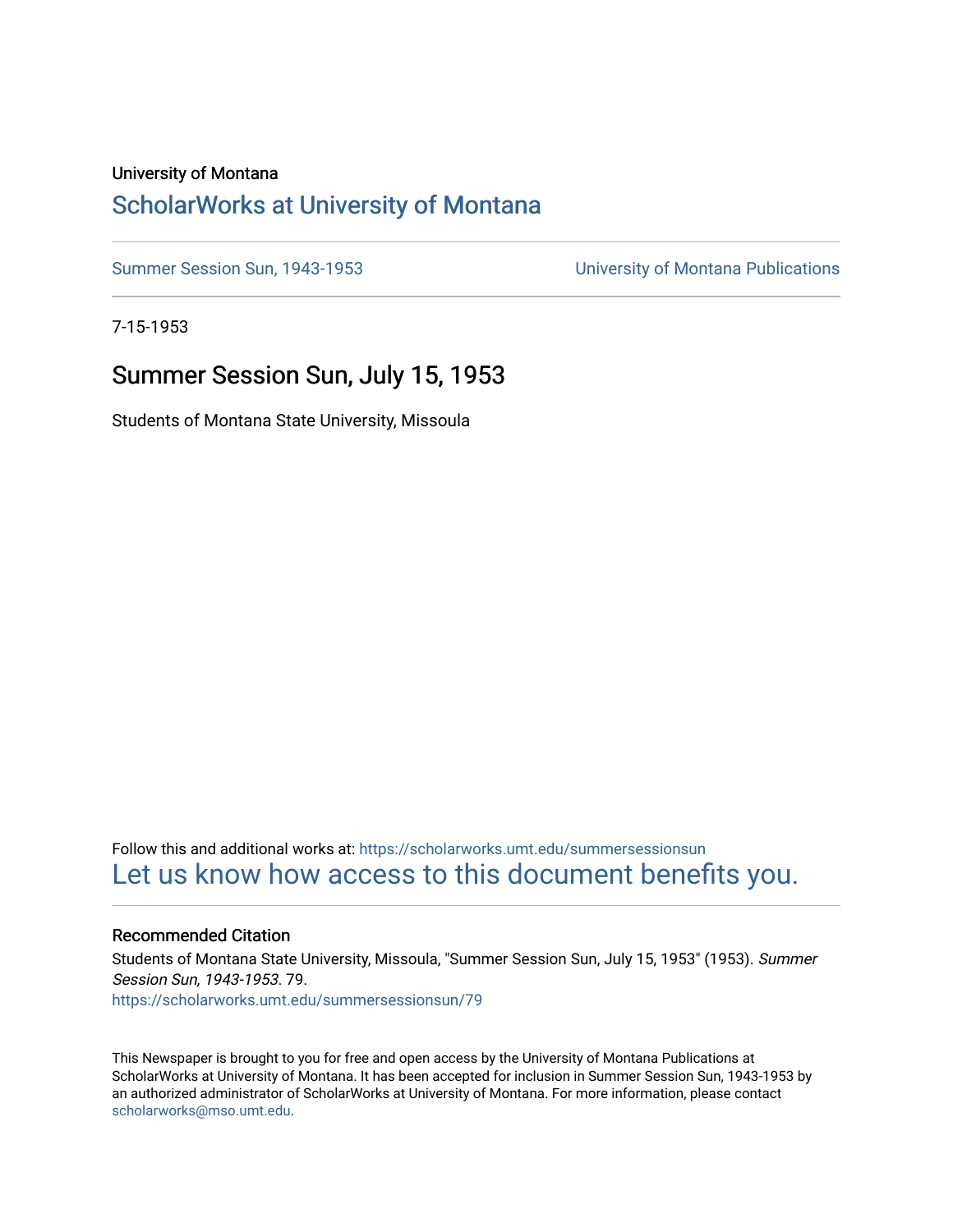University of Montana

# ScholarWorks at University of Montana

Summer Session Sun, 1943-1953

University of Montana Publications

7-15-1953

## Summer Session Sun, July 15, 1953

Students of Montana State University, Missoula

Follow this and additional works at: https://scholarworks.umt.edu/summersessionsun

Let us know how access to this document benefits you.

### Recommended Citation

Students of Montana State University, Missoula, "Summer Session Sun, July 15, 1953" (1953). *Summer Session Sun, 1943-1953*. 79.
https://scholarworks.umt.edu/summersessionsun/79

This Newspaper is brought to you for free and open access by the University of Montana Publications at ScholarWorks at University of Montana. It has been accepted for inclusion in Summer Session Sun, 1943-1953 by an authorized administrator of ScholarWorks at University of Montana. For more information, please contact scholarworks@mso.umt.edu.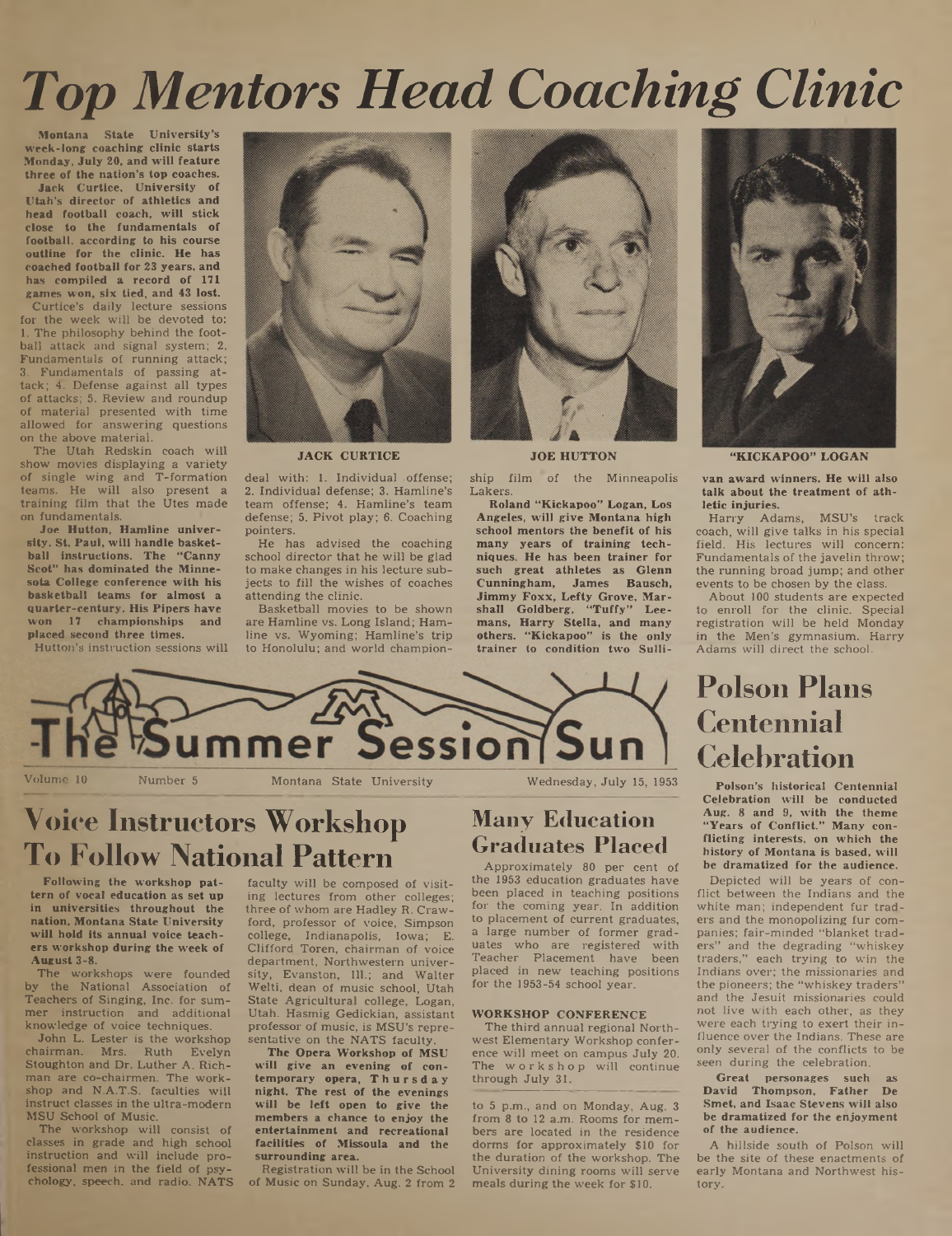# Top Mentors Head Coaching Clinic

**Montana State University's week-long coaching clinic starts Monday, July 20, and will feature three of the nation's top coaches.**

**Jack Curtice, University of Utah's director of athletics and head football coach, will stick close to the fundamentals of football, according to his course outline for the clinic. He has coached football for 23 years, and has compiled a record of 171 games won, six tied, and 43 lost.**

Curtice's daily lecture sessions for the week will be devoted to: 1. The philosophy behind the football attack and signal system; 2. Fundamentals of running attack; 3. Fundamentals of passing attack; 4. Defense against all types of attacks; 5. Review and roundup of material presented with time allowed for answering questions on the above material.

The Utah Redskin coach will show movies displaying a variety of single wing and T-formation teams. He will also present a training film that the Utes made on fundamentals.

**Joe Hutton, Hamline university, St. Paul, will handle basketball instructions. The "Canny Scot" has dominated the Minnesota College conference with his basketball teams for almost a quarter-century. His Pipers have won 17 championships and placed second three times.**

Hutton's instruction sessions will deal with: 1. Individual offense; 2. Individual defense; 3. Hamline's team offense; 4. Hamline's team defense; 5. Pivot play; 6. Coaching pointers.

He has advised the coaching school director that he will be glad to make changes in his lecture subjects to fill the wishes of coaches attending the clinic.

Basketball movies to be shown are Hamline vs. Long Island; Hamline vs. Wyoming; Hamline's trip to Honolulu; and world championship film of the Minneapolis Lakers.

**Roland "Kickapoo" Logan, Los Angeles, will give Montana high school mentors the benefit of his many years of training techniques. He has been trainer for such great athletes as Glenn Cunningham, James Bausch, Jimmy Foxx, Lefty Grove, Marshall Goldberg, "Tuffy" Leemans, Harry Stella, and many others. "Kickapoo" is the only trainer to condition two Sullivan award winners. He will also talk about the treatment of athletic injuries.**

JACK CURTICE

JOE HUTTON

"KICKAPOO" LOGAN

Harry Adams, MSU's track coach, will give talks in his special field. His lectures will concern: Fundamentals of the javelin throw; the running broad jump; and other events to be chosen by the class.

About 100 students are expected to enroll for the clinic. Special registration will be held Monday in the Men's gymnasium. Harry Adams will direct the school.

# The Summer Session Sun

Volume 10 | Number 5 | Montana State University | Wednesday, July 15, 1953

## Voice Instructors Workshop To Follow National Pattern

**Following the workshop pattern of vocal education as set up in universities throughout the nation, Montana State University will hold its annual voice teachers workshop during the week of August 3-8.**

The workshops were founded by the National Association of Teachers of Singing, Inc. for summer instruction and additional knowledge of voice techniques.

John L. Lester is the workshop chairman. Mrs. Ruth Evelyn Stoughton and Dr. Luther A. Richman are co-chairmen. The workshop and N.A.T.S. faculties will instruct classes in the ultra-modern MSU School of Music.

The workshop will consist of classes in grade and high school instruction and will include professional men in the field of psychology, speech, and radio. NATS faculty will be composed of visiting lectures from other colleges; three of whom are Hadley R. Crawford, professor of voice, Simpson college, Indianapolis, Iowa; E. Clifford Toren, chairman of voice department, Northwestern university, Evanston, Ill.; and Walter Welti, dean of music school, Utah State Agricultural college, Logan, Utah. Hasmig Gedickian, assistant professor of music, is MSU's representative on the NATS faculty.

**The Opera Workshop of MSU will give an evening of contemporary opera, Thursday night. The rest of the evenings will be left open to give the members a chance to enjoy the entertainment and recreational facilities of Missoula and the surrounding area.**

Registration will be in the School of Music on Sunday, Aug. 2 from 2 to 5 p.m., and on Monday, Aug. 3 from 8 to 12 a.m. Rooms for members are located in the residence dorms for approximately $10 for the duration of the workshop. The University dining rooms will serve meals during the week for $10.

## Many Education Graduates Placed

Approximately 80 per cent of the 1953 education graduates have been placed in teaching positions for the coming year. In addition to placement of current graduates, a large number of former graduates who are registered with Teacher Placement have been placed in new teaching positions for the 1953-54 school year.

### WORKSHOP CONFERENCE

The third annual regional Northwest Elementary Workshop conference will meet on campus July 20. The workshop will continue through July 31.

## Polson Plans Centennial Celebration

**Polson's historical Centennial Celebration will be conducted Aug. 8 and 9, with the theme "Years of Conflict." Many conflicting interests, on which the history of Montana is based, will be dramatized for the audience.**

Depicted will be years of conflict between the Indians and the white man; independent fur traders and the monopolizing fur companies; fair-minded "blanket traders" and the degrading "whiskey traders," each trying to win the Indians over; the missionaries and the pioneers; the "whiskey traders" and the Jesuit missionaries could not live with each other, as they were each trying to exert their influence over the Indians. These are only several of the conflicts to be seen during the celebration.

**Great personages such as David Thompson, Father De Smet, and Isaac Stevens will also be dramatized for the enjoyment of the audience.**

A hillside south of Polson will be the site of these enactments of early Montana and Northwest history.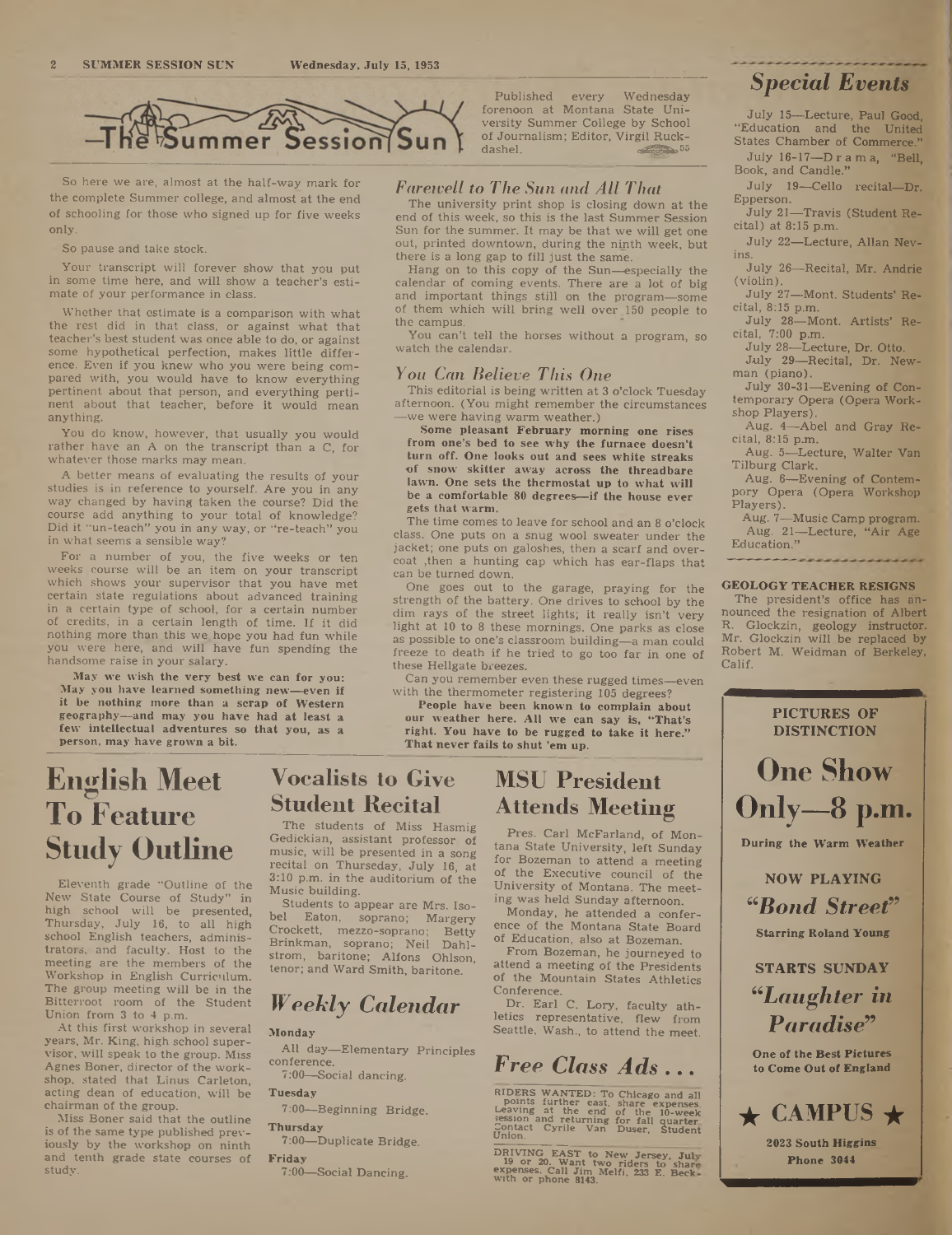# The Summer Session Sun

Published every Wednesday forenoon at Montana State University Summer College by School of Journalism; Editor, Virgil Ruckdashel.

So here we are, almost at the half-way mark for the complete Summer college, and almost at the end of schooling for those who signed up for five weeks only.

So pause and take stock.

Your transcript will forever show that you put in some time here, and will show a teacher's estimate of your performance in class.

Whether that estimate is a comparison with what the rest did in that class, or against what that teacher's best student was once able to do, or against some hypothetical perfection, makes little difference. Even if you knew who you were being compared with, you would have to know everything pertinent about that person, and everything pertinent about that teacher, before it would mean anything.

You do know, however, that usually you would rather have an A on the transcript than a C, for whatever those marks may mean.

A better means of evaluating the results of your studies is in reference to yourself. Are you in any way changed by having taken the course? Did the course add anything to your total of knowledge? Did it "un-teach" you in any way, or "re-teach" you in what seems a sensible way?

For a number of you, the five weeks or ten weeks course will be an item on your transcript which shows your supervisor that you have met certain state regulations about advanced training in a certain type of school, for a certain number of credits, in a certain length of time. If it did nothing more than this we hope you had fun while you were here, and will have fun spending the handsome raise in your salary.

**May we wish the very best we can for you: May you have learned something new—even if it be nothing more than a scrap of Western geography—and may you have had at least a few intellectual adventures so that you, as a person, may have grown a bit.**

## *Farewell to The Sun and All That*

The university print shop is closing down at the end of this week, so this is the last Summer Session Sun for the summer. It may be that we will get one out, printed downtown, during the ninth week, but there is a long gap to fill just the same.

Hang on to this copy of the Sun—especially the calendar of coming events. There are a lot of big and important things still on the program—some of them which will bring well over 150 people to the campus.

You can't tell the horses without a program, so watch the calendar.

## *You Can Believe This One*

This editorial is being written at 3 o'clock Tuesday afternoon. (You might remember the circumstances—we were having warm weather.)

**Some pleasant February morning one rises from one's bed to see why the furnace doesn't turn off. One looks out and sees white streaks of snow skitter away across the threadbare lawn. One sets the thermostat up to what will be a comfortable 80 degrees—if the house ever gets that warm.**

The time comes to leave for school and an 8 o'clock class. One puts on a snug wool sweater under the jacket; one puts on galoshes, then a scarf and overcoat ,then a hunting cap which has ear-flaps that can be turned down.

One goes out to the garage, praying for the strength of the battery. One drives to school by the dim rays of the street lights; it really isn't very light at 10 to 8 these mornings. One parks as close as possible to one's classroom building—a man could freeze to death if he tried to go too far in one of these Hellgate breezes.

Can you remember even these rugged times—even with the thermometer registering 105 degrees?

**People have been known to complain about our weather here. All we can say is, "That's right. You have to be rugged to take it here." That never fails to shut 'em up.**

## *Special Events*

July 15—Lecture, Paul Good, "Education and the United States Chamber of Commerce."

July 16-17—Drama, "Bell, Book, and Candle."

July 19—Cello recital—Dr. Epperson.

July 21—Travis (Student Recital) at 8:15 p.m.

July 22—Lecture, Allan Nevins.

July 26—Recital, Mr. Andrie (violin).

July 27—Mont. Students' Recital, 8:15 p.m.

July 28—Mont. Artists' Recital, 7:00 p.m.

July 28—Lecture, Dr. Otto.

July 29—Recital, Dr. Newman (piano).

July 30-31—Evening of Contemporary Opera (Opera Workshop Players).

Aug. 4—Abel and Gray Recital, 8:15 p.m.

Aug. 5—Lecture, Walter Van Tilburg Clark.

Aug. 6—Evening of Contempory Opera (Opera Workshop Players).

Aug. 7—Music Camp program.

Aug. 21—Lecture, "Air Age Education."

### GEOLOGY TEACHER RESIGNS

The president's office has announced the resignation of Albert R. Glockzin, geology instructor. Mr. Glockzin will be replaced by Robert M. Weidman of Berkeley, Calif.

# English Meet To Feature Study Outline

Eleventh grade "Outline of the New State Course of Study" in high school will be presented, Thursday, July 16, to all high school English teachers, administrators, and faculty. Host to the meeting are the members of the Workshop in English Curriculum. The group meeting will be in the Bitterroot room of the Student Union from 3 to 4 p.m.

At this first workshop in several years, Mr. King, high school supervisor, will speak to the group. Miss Agnes Boner, director of the workshop, stated that Linus Carleton, acting dean of education, will be chairman of the group.

Miss Boner said that the outline is of the same type published previously by the workshop on ninth and tenth grade state courses of study.

# Vocalists to Give Student Recital

The students of Miss Hasmig Gedickian, assistant professor of music, will be presented in a song recital on Thursday, July 16, at 3:10 p.m. in the auditorium of the Music building.

Students to appear are Mrs. Isobel Eaton, soprano; Margery Crockett, mezzo-soprano; Betty Brinkman, soprano; Neil Dahlstrom, baritone; Alfons Ohlson, tenor; and Ward Smith, baritone.

## *Weekly Calendar*

**Monday**

All day—Elementary Principles conference.

7:00—Social dancing.

**Tuesday**

7:00—Beginning Bridge.

**Thursday**

7:00—Duplicate Bridge.

**Friday**

7:00—Social Dancing.

# MSU President Attends Meeting

Pres. Carl McFarland, of Montana State University, left Sunday for Bozeman to attend a meeting of the Executive council of the University of Montana. The meeting was held Sunday afternoon.

Monday, he attended a conference of the Montana State Board of Education, also at Bozeman.

From Bozeman, he journeyed to attend a meeting of the Presidents of the Mountain States Athletics Conference.

Dr. Earl C. Lory, faculty athletics representative, flew from Seattle, Wash., to attend the meet.

## *Free Class Ads . . .*

RIDERS WANTED: To Chicago and all points further east, share expenses. Leaving at the end of the 10-week session and returning for fall quarter. Contact Cyrile Van Duser, Student Union.

DRIVING EAST to New Jersey, July 19 or 20. Want two riders to share expenses. Call Jim Melfi, 233 E. Beckwith or phone 8143.

**PICTURES OF DISTINCTION**

# One Show Only—8 p.m.

**During the Warm Weather**

**NOW PLAYING**

***"Bond Street"***

**Starring Roland Young**

**STARTS SUNDAY**

***"Laughter in Paradise"***

**One of the Best Pictures to Come Out of England**

**★ CAMPUS ★**

**2023 South Higgins**

**Phone 3044**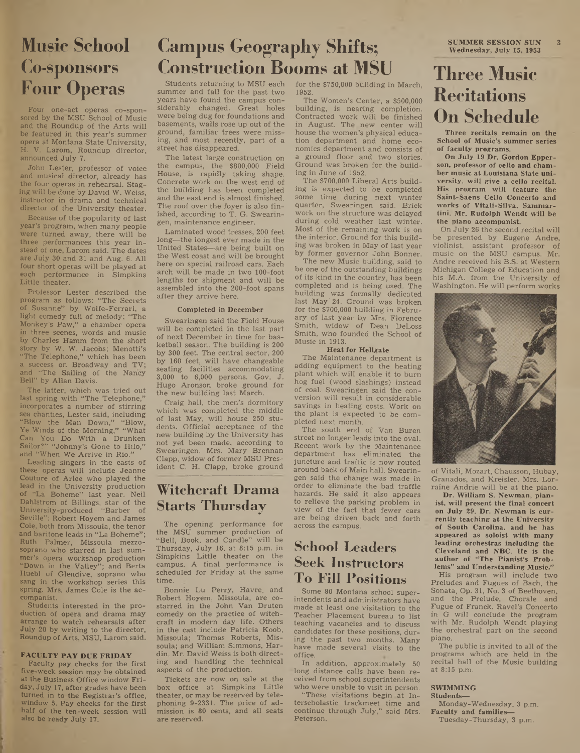# Music School Co-sponsors Four Operas

Four one-act operas co-sponsored by the MSU School of Music and the Roundup of the Arts will be featured in this year's summer opera at Montana State University, H. V. Larom, Roundup director, announced July 7.

John Lester, professor of voice and musical director, already has the four operas in rehearsal. Staging will be done by David W. Weiss, instructor in drama and technical director of the University theater.

Because of the popularity of last year's program, when many people were turned away, there will be three performances this year instead of one, Larom said. The dates are July 30 and 31 and Aug. 6. All four short operas will be played at each performance in Simpkins Little theater.

Professor Lester described the program as follows: "The Secrets of Susanne" by Wolfe-Ferrari, a light comedy full of melody; "The Monkey's Paw," a chamber opera in three scenes, words and music by Charles Hamm from the short story by W. W. Jacobs; Menotti's "The Telephone," which has been a success on Broadway and TV; and "The Sailing of the Nancy Bell" by Allan Davis.

The latter, which was tried out last spring with "The Telephone," incorporates a number of stirring sea chanties, Lester said, including "Blow the Man Down," "Blow, Ye Winds of the Morning," "What Can You Do With a Drunken Sailor?" "Johnny's Gone to Hilo," and "When We Arrive in Rio."

Leading singers in the casts of these operas will include Jeanne Couture of Arlee who played the lead in the University production of "La Boheme" last year. Neil Dahlstrom of Billings, star of the University-produced "Barber of Seville"; Robert Hoyem and James Cole, both from Missoula, the tenor and baritone leads in "La Boheme"; Ruth Palmer, Missoula mezzo-soprano who starred in last summer's opera workshop production "Down in the Valley"; and Berta Huebl of Glendive, soprano who sang in the workshop series this spring. Mrs. James Cole is the accompanist.

Students interested in the production of opera and drama may arrange to watch rehearsals after July 20 by writing to the director, Roundup of Arts, MSU, Larom said.

**FACULTY PAY DUE FRIDAY**

Faculty pay checks for the first five-week session may be obtained at the Business Office window Friday, July 17, after grades have been turned in to the Registrar's office, window 5. Pay checks for the first half of the ten-week session will also be ready July 17.

# Campus Geography Shifts; Construction Booms at MSU

Students returning to MSU each summer and fall for the past two years have found the campus considerably changed. Great holes were being dug for foundations and basements, walls rose up out of the ground, familiar trees were missing, and most recently, part of a street has disappeared.

The latest large construction on the campus, the $800,000 Field House, is rapidly taking shape. Concrete work on the west end of the building has been completed and the east end is almost finished. The roof over the foyer is also finished, according to T. G. Swearingen, maintenance engineer.

Laminated wood tresses, 200 feet long—the longest ever made in the United States—are being built on the West coast and will be brought here on special railroad cars. Each arch will be made in two 100-foot lengths for shipment and will be assembled into the 200-foot spans after they arrive here.

**Completed in December**

Swearingen said the Field House will be completed in the last part of next December in time for basketball season. The building is 200 by 300 feet. The central sector, 200 by 160 feet, will have changeable seating facilities accommodating 3,000 to 6,000 persons. Gov. J. Hugo Aronson broke ground for the new building last March.

Craig hall, the men's dormitory which was completed the middle of last May, will house 250 students. Official acceptance of the new building by the University has not yet been made, according to Swearingen. Mrs. Mary Brennan Clapp, widow of former MSU President C. H. Clapp, broke ground for the $750,000 building in March, 1952.

The Women's Center, a $500,000 building, is nearing completion. Contracted work will be finished in August. The new center will house the women's physical education department and home economics department and consists of a ground floor and two stories. Ground was broken for the building in June of 1952.

The $700,000 Liberal Arts building is expected to be completed some time during next winter quarter, Swearingen said. Brick work on the structure was delayed during cold weather last winter. Most of the remaining work is on the interior. Ground for this building was broken in May of last year by former governor John Bonner.

The new Music building, said to be one of the outstanding buildings of its kind in the country, has been completed and is being used. The building was formally dedicated last May 24. Ground was broken for the $700,000 building in February of last year by Mrs. Florence Smith, widow of Dean DeLoss Smith, who founded the School of Music in 1913.

**Heat for Hellgate**

The Maintenance department is adding equipment to the heating plant which will enable it to burn hog fuel (wood slashings) instead of coal. Swearingen said the conversion will result in considerable savings in heating costs. Work on the plant is expected to be completed next month.

The south end of Van Buren street no longer leads into the oval. Recent work by the Maintenance department has eliminated the juncture and traffic is now routed around back of Main hall. Swearingen said the change was made in order to eliminate the bad traffic hazards. He said it also appears to relieve the parking problem in view of the fact that fewer cars are being driven back and forth across the campus.

# Witchcraft Drama Starts Thursday

The opening performance for the MSU summer production of "Bell, Book, and Candle" will be Thursday, July 16, at 8:15 p.m. in Simpkins Little theater on the campus. A final performance is scheduled for Friday at the same time.

Bonnie Lu Perry, Havre, and Robert Hoyem, Missoula, are co-starred in the John Van Druten comedy on the practice of witchcraft in modern day life. Others in the cast include Patricia Koob, Missoula; Thomas Roberts, Missoula; and William Simmons, Hardin. Mr. David Weiss is both directing and handling the technical aspects of the production.

Tickets are now on sale at the box office at Simpkins Little theater, or may be reserved by telephoning 9-2331. The price of admission is 80 cents, and all seats are reserved.

# School Leaders Seek Instructors To Fill Positions

Some 80 Montana school superintendents and administrators have made at least one visitation to the Teacher Placement bureau to list teaching vacancies and to discuss candidates for these positions, during the past two months. Many have made several visits to the office.

In addition, approximately 50 long distance calls have been received from school superintendents who were unable to visit in person.

"These visitations begin at Interscholastic trackmeet time and continue through July," said Mrs. Peterson.

# Three Music Recitations On Schedule

**Three recitals remain on the School of Music's summer series of faculty programs.**

**On July 19 Dr. Gordon Epperson, professor of cello and chamber music at Louisiana State university, will give a cello recital. His program will feature the Saint-Saens Cello Concerto and works of Vitali-Silva, Sammartini. Mr. Rudolph Wendt will be the piano accompanist.**

On July 26 the second recital will be presented by Eugene Andre, violinist, assistant professor of music on the MSU campus. Mr. Andre received his B.S. at Western Michigan College of Education and his M.A. from the University of Washington. He will perform works of Vitali, Mozart, Chausson, Hubay, Granados, and Kreisler. Mrs. Lorraine Andrie will be at the piano.

**Dr. William S. Newman, pianist, will present the final concert on July 29. Dr. Newman is currently teaching at the University of South Carolina, and he has appeared as soloist with many leading orchestras including the Cleveland and NBC. He is the author of "The Pianist's Problems" and Understanding Music."**

His program will include two Preludes and Fugues of Bach, the Sonata, Op. 31, No. 3 of Beethoven, and the Prelude, Chorale and Fugue of Franck. Ravel's Concerto in G will conclude the program with Mr. Rudolph Wendt playing the orchestral part on the second piano.

The public is invited to all of the programs which are held in the recital hall of the Music building at 8:15 p.m.

**SWIMMING**

**Students—**
Monday-Wednesday, 3 p.m.

**Faculty and families—**
Tuesday-Thursday, 3 p.m.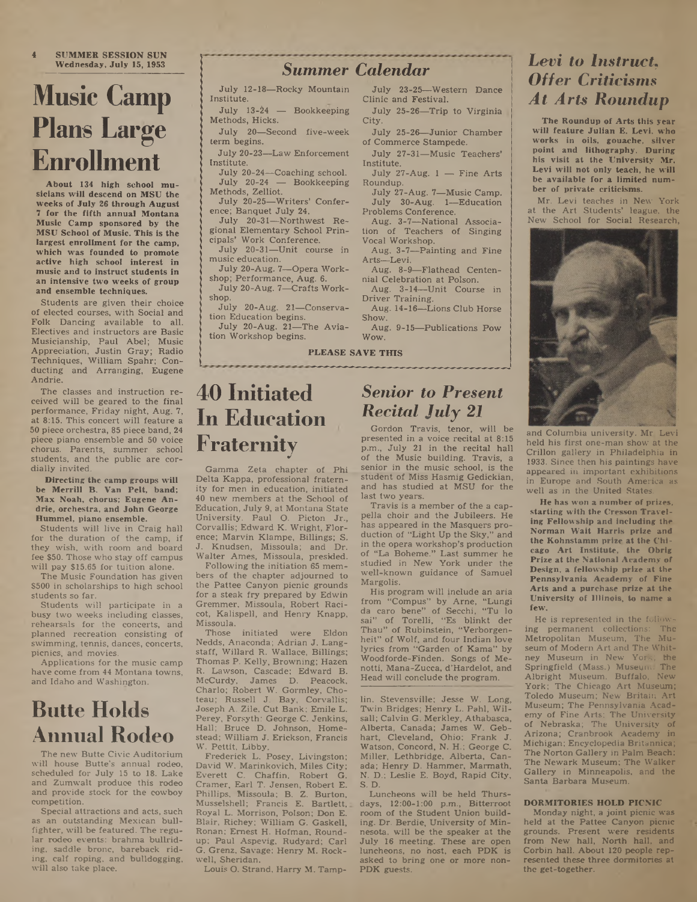# Music Camp Plans Large Enrollment

**About 134 high school musicians will descend on MSU the weeks of July 26 through August 7 for the fifth annual Montana Music Camp sponsored by the MSU School of Music. This is the largest enrollment for the camp, which was founded to promote active high school interest in music and to instruct students in an intensive two weeks of group and ensemble techniques.**

Students are given their choice of elected courses, with Social and Folk Dancing available to all. Electives and instructors are Basic Musicianship, Paul Abel; Music Appreciation, Justin Gray; Radio Techniques, William Spahr; Conducting and Arranging, Eugene Andrie.

The classes and instruction received will be geared to the final performance, Friday night, Aug. 7, at 8:15. This concert will feature a 50 piece orchestra, 85 piece band, 24 piece piano ensemble and 50 voice chorus. Parents, summer school students, and the public are cordially invited.

**Directing the camp groups will be Merrill B. Van Pelt, band; Max Noah, chorus; Eugene Andrie, orchestra, and John George Hummel, piano ensemble.**

Students will live in Craig hall for the duration of the camp, if they wish, with room and board fee $50. Those who stay off campus will pay $15.65 for tuition alone.

The Music Foundation has given $500 in scholarships to high school students so far.

Students will participate in a busy two weeks including classes, rehearsals for the concerts, and planned recreation consisting of swimming, tennis, dances, concerts, picnics, and movies.

Applications for the music camp have come from 44 Montana towns, and Idaho and Washington.

# Butte Holds Annual Rodeo

The new Butte Civic Auditorium will house Butte's annual rodeo, scheduled for July 15 to 18. Lake and Zumwalt produce this rodeo and provide stock for the cowboy competition.

Special attractions and acts, such as an outstanding Mexican bullfighter, will be featured. The regular rodeo events: brahma bullriding, saddle bronc, bareback riding, calf roping, and bulldogging, will also take place.

## *Summer Calendar*

July 12-18—Rocky Mountain Institute.

July 13-24 — Bookkeeping Methods, Hicks.

July 20—Second five-week term begins.

July 20-23—Law Enforcement Institute.

July 20-24—Coaching school.

July 20-24 — Bookkeeping Methods, Zelliot.

July 20-25—Writers' Conference; Banquet July 24.

July 20-31—Northwest Regional Elementary School Principals' Work Conference.

July 20-31—Unit course in music education.

July 20-Aug. 7—Opera Workshop; Performance, Aug. 6.

July 20-Aug. 7—Crafts Workshop.

July 20-Aug. 21—Conservation Education begins.

July 20-Aug. 21—The Aviation Workshop begins.

July 23-25—Western Dance Clinic and Festival.

July 25-26—Trip to Virginia City.

July 25-26—Junior Chamber of Commerce Stampede.

July 27-31—Music Teachers' Institute.

July 27-Aug. 1 — Fine Arts Roundup.

July 27-Aug. 7—Music Camp.

July 30-Aug. 1—Education Problems Conference.

Aug. 3-7—National Association of Teachers of Singing Vocal Workshop.

Aug. 3-7—Painting and Fine Arts—Levi.

Aug. 8-9—Flathead Centennial Celebration at Polson.

Aug. 3-14—Unit Course in Driver Training.

Aug. 14-16—Lions Club Horse Show.

Aug. 9-15—Publications Pow Wow.

**PLEASE SAVE THIS**

# 40 Initiated In Education Fraternity

Gamma Zeta chapter of Phi Delta Kappa, professional fraternity for men in education, initiated 40 new members at the School of Education, July 9, at Montana State University. Paul O. Picton Jr., Corvallis; Edward K. Wright, Florence; Marvin Klampe, Billings; S. J. Knudsen, Missoula; and Dr. Walter Ames, Missoula, presided.

Following the initiation 65 members of the chapter adjourned to the Pattee Canyon picnic grounds for a steak fry prepared by Edwin Gremmer, Missoula, Robert Racicot, Kalispell, and Henry Knapp, Missoula.

Those initiated were Eldon Nedds, Anaconda; Adrian J. Langstaff, Willard R. Wallace, Billings; Thomas P. Kelly, Browning; Hazen R. Lawson, Cascade; Edward B. McCurdy, James D. Peacock, Charlo; Robert W. Gormley, Choteau; Russell J. Bay, Corvallis; Joseph A. Zile, Cut Bank; Emile L. Perey, Forsyth; George C. Jenkins, Hall; Bruce D. Johnson, Homestead; William J. Erickson, Francis W. Pettit, Libby.

Frederick L. Posey, Livingston; David W. Marinkovich, Miles City; Everett C. Chaffin, Robert G. Cramer, Earl T. Jensen, Robert E. Phillips, Missoula; B. Z. Burton, Musselshell; Francis E. Bartlett, Royal L. Morrison, Polson; Don E. Blair, Richey; William G. Gaskell, Ronan; Ernest H. Hofman, Roundup; Paul Aspevig, Rudyard; Carl G. Grenz, Savage; Henry M. Rockwell, Sheridan.

Louis O. Strand, Harry M. Tamplin, Stevensville; Jesse W. Long, Twin Bridges; Henry L. Pahl, Wilsall; Calvin G. Merkley, Athabasca, Alberta, Canada; James W. Gebhart, Cleveland, Ohio; Frank J. Watson, Concord, N. H.; George C. Miller, Lethbridge, Alberta, Canada; Henry D. Hammer, Marmath, N. D.; Leslie E. Boyd, Rapid City, S. D.

Luncheons will be held Thursdays, 12:00-1:00 p.m., Bitterroot room of the Student Union building. Dr. Berdie, University of Minnesota, will be the speaker at the July 16 meeting. These are open luncheons, no host, each PDK is asked to bring one or more non-PDK guests.

# *Senior to Present Recital July 21*

Gordon Travis, tenor, will be presented in a voice recital at 8:15 p.m., July 21 in the recital hall of the Music building. Travis, a senior in the music school, is the student of Miss Hasmig Gedickian, and has studied at MSU for the last two years.

Travis is a member of the a cappella choir and the Jubileers. He has appeared in the Masquers production of "Light Up the Sky," and in the opera workshop's production of "La Boheme." Last summer he studied in New York under the well-known guidance of Samuel Margolis.

His program will include an aria from "Compus" by Arne, "Lungi da caro bene" of Secchi, "Tu lo sai" of Torelli, "Es blinkt der Thau" of Rubinstein, "Verborgenheit" of Wolf, and four Indian love lyrics from "Garden of Kama" by Woodforde-Finden. Songs of Menotti, Mana-Zucca, d'Hardelot, and Head will conclude the program.

# *Levi to Instruct, Offer Criticisms At Arts Roundup*

**The Roundup of Arts this year will feature Julian E. Levi, who works in oils, gouache, silver point and lithography. During his visit at the University Mr. Levi will not only teach, he will be available for a limited number of private criticisms.**

Mr. Levi teaches in New York at the Art Students' league, the New School for Social Research, and Columbia university. Mr. Levi held his first one-man show at the Crillon gallery in Philadelphia in 1933. Since then his paintings have appeared in important exhibitions in Europe and South America as well as in the United States.

**He has won a number of prizes, starting with the Cresson Traveling Fellowship and including the Norman Wait Harris prize and the Kohnstamm prize at the Chicago Art Institute, the Obrig Prize at the National Academy of Design, a fellowship prize at the Pennsylvania Academy of Fine Arts and a purchase prize at the University of Illinois, to name a few.**

He is represented in the following permanent collections: The Metropolitan Museum, The Museum of Modern Art and The Whitney Museum in New York, the Springfield (Mass.) Museum; The Albright Museum, Buffalo, New York; The Chicago Art Museum; Toledo Museum; New Britain Art Museum; The Pennsylvania Academy of Fine Arts; The University of Nebraska; The University of Arizona; Cranbrook Academy in Michigan; Encyclopedia Britannica; The Norton Gallery in Palm Beach; The Newark Museum; The Walker Gallery in Minneapolis, and the Santa Barbara Museum.

### DORMITORIES HOLD PICNIC

Monday night, a joint picnic was held at the Pattee Canyon picnic grounds. Present were residents from New hall, North hall, and Corbin hall. About 120 people represented these three dormitories at the get-together.